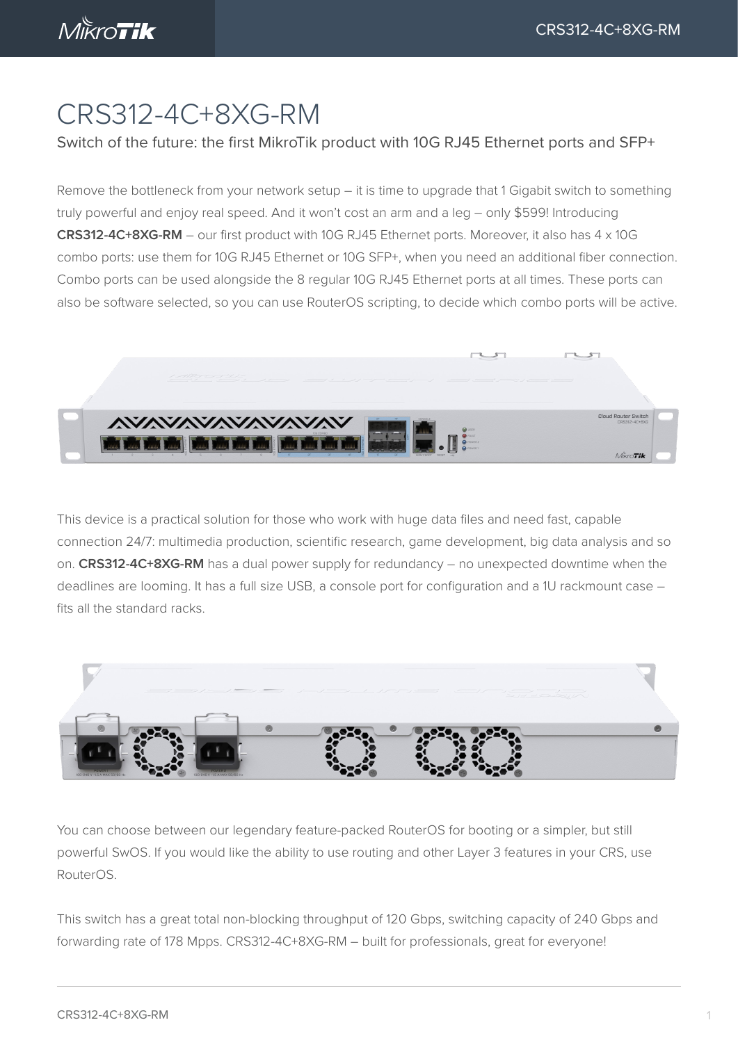# CRS312-4C+8XG-RM

## Switch of the future: the first MikroTik product with 10G RJ45 Ethernet ports and SFP+

Remove the bottleneck from your network setup – it is time to upgrade that 1 Gigabit switch to something truly powerful and enjoy real speed. And it won't cost an arm and a leg – only $599! Introducing **CRS312-4C+8XG-RM** – our first product with 10G RJ45 Ethernet ports. Moreover, it also has 4 x 10G combo ports: use them for 10G RJ45 Ethernet or 10G SFP+, when you need an additional fiber connection. Combo ports can be used alongside the 8 regular 10G RJ45 Ethernet ports at all times. These ports can also be software selected, so you can use RouterOS scripting, to decide which combo ports will be active.

This device is a practical solution for those who work with huge data files and need fast, capable connection 24/7: multimedia production, scientific research, game development, big data analysis and so on. **CRS312-4C+8XG-RM** has a dual power supply for redundancy – no unexpected downtime when the deadlines are looming. It has a full size USB, a console port for configuration and a 1U rackmount case – fits all the standard racks.

You can choose between our legendary feature-packed RouterOS for booting or a simpler, but still powerful SwOS. If you would like the ability to use routing and other Layer 3 features in your CRS, use RouterOS.

This switch has a great total non-blocking throughput of 120 Gbps, switching capacity of 240 Gbps and forwarding rate of 178 Mpps. CRS312-4C+8XG-RM – built for professionals, great for everyone!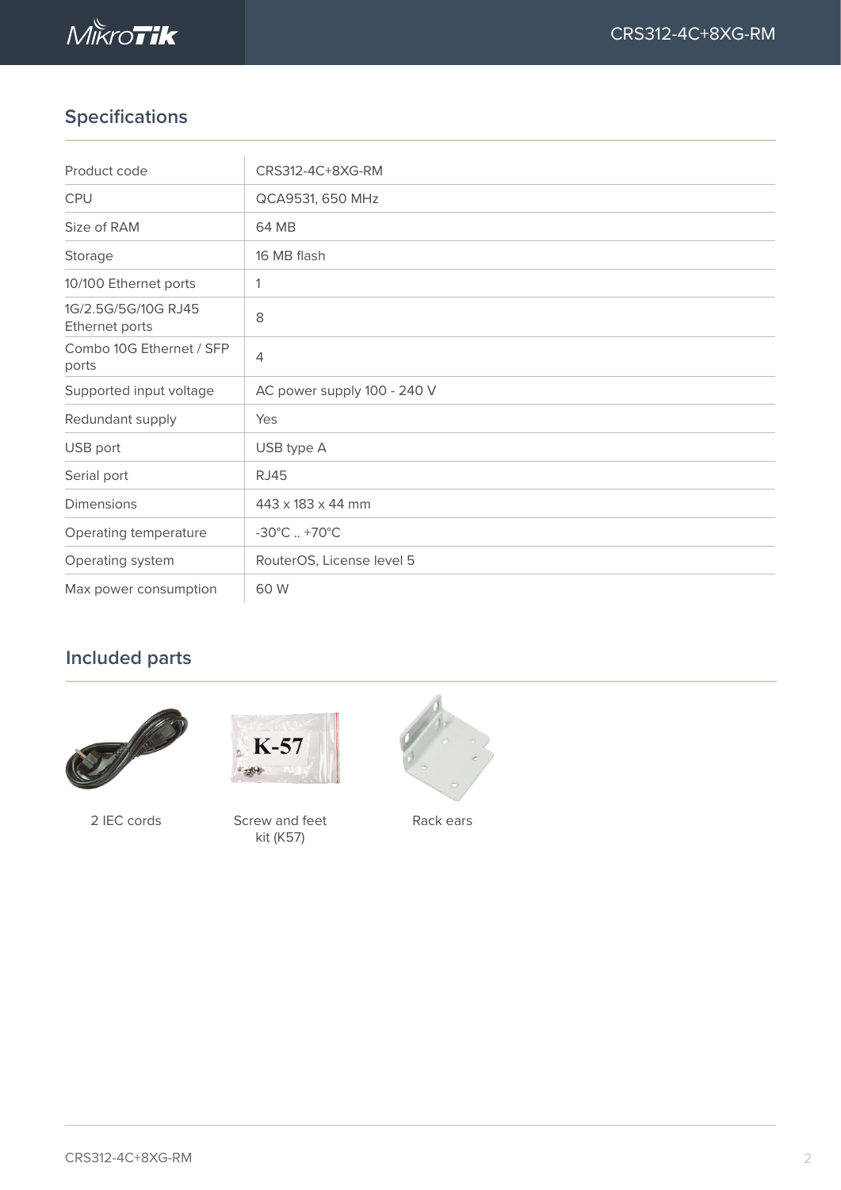## Specifications

| | |
|---|---|
| Product code | CRS312-4C+8XG-RM |
| CPU | QCA9531, 650 MHz |
| Size of RAM | 64 MB |
| Storage | 16 MB flash |
| 10/100 Ethernet ports | 1 |
| 1G/2.5G/5G/10G RJ45 Ethernet ports | 8 |
| Combo 10G Ethernet / SFP ports | 4 |
| Supported input voltage | AC power supply 100 - 240 V |
| Redundant supply | Yes |
| USB port | USB type A |
| Serial port | RJ45 |
| Dimensions | 443 x 183 x 44 mm |
| Operating temperature | -30°C .. +70°C |
| Operating system | RouterOS, License level 5 |
| Max power consumption | 60 W |

## Included parts

2 IEC cords

Screw and feet kit (K57)

Rack ears